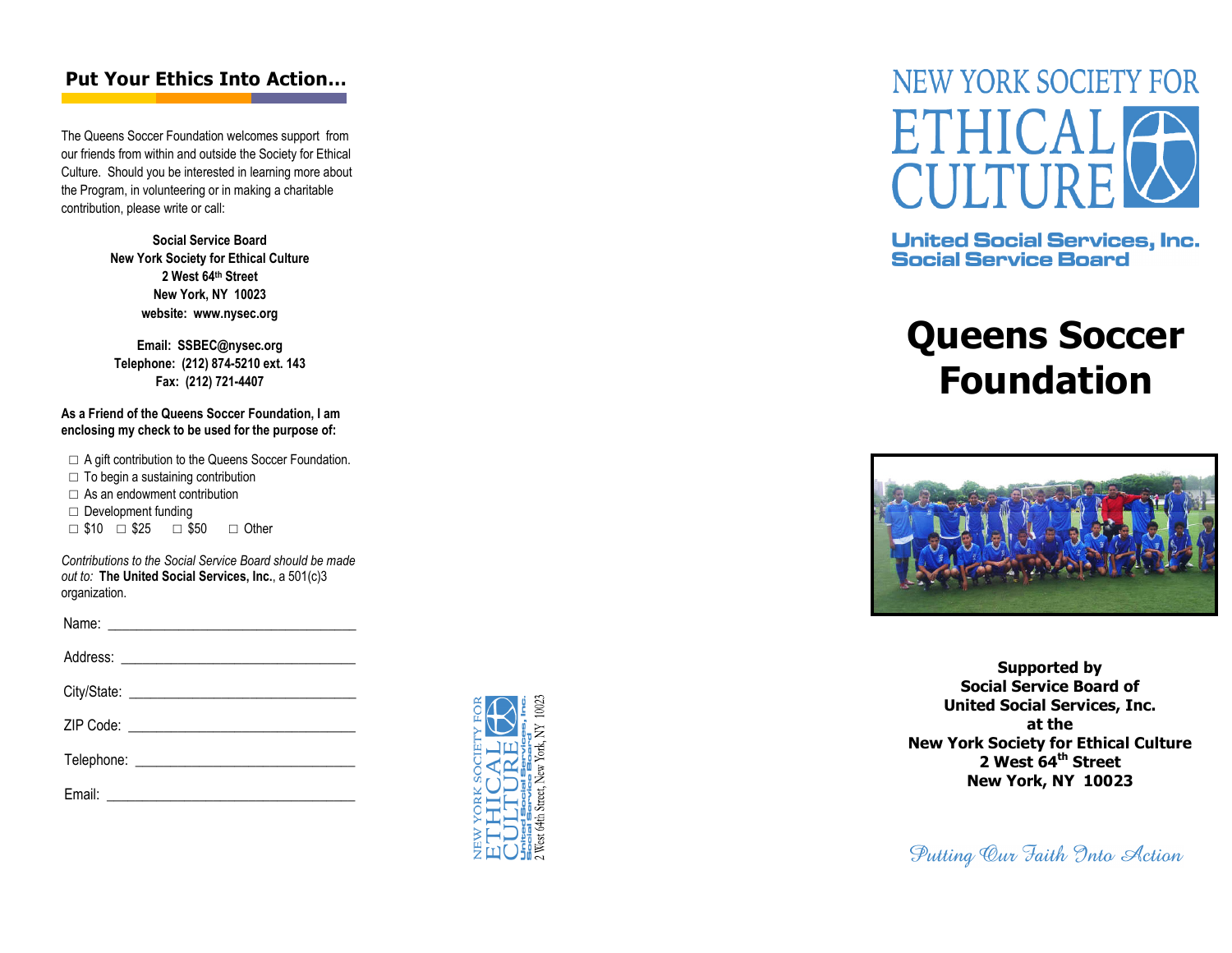## Put Your Ethics Into Action…

The Queens Soccer Foundation welcomes support from our friends from within and outside the Society for Ethical Culture. Should you be interested in learning more about the Program, in volunteering or in making a charitable contribution, please write or call:

**Social Service Board**
**New York Society for Ethical Culture**
**2 West 64th Street**
**New York, NY 10023**
**website: www.nysec.org**

**Email: SSBEC@nysec.org**
**Telephone: (212) 874-5210 ext. 143**
**Fax: (212) 721-4407**

**As a Friend of the Queens Soccer Foundation, I am enclosing my check to be used for the purpose of:**

- ☐ A gift contribution to the Queens Soccer Foundation.
- ☐ To begin a sustaining contribution
- ☐ As an endowment contribution
- ☐ Development funding
- ☐ $10 ☐ $25 ☐ $50 ☐ Other

*Contributions to the Social Service Board should be made out to:* **The United Social Services, Inc.**, a 501(c)3 organization.

Name: ______________________________

Address: ______________________________

City/State: ______________________________

ZIP Code: ______________________________

Telephone: ______________________________

Email: ______________________________

NEW YORK SOCIETY FOR ETHICAL CULTURE
United Social Services, Inc.
Social Service Board
2 West 64th Street, New York, NY 10023

NEW YORK SOCIETY FOR
ETHICAL CULTURE

**United Social Services, Inc.**
**Social Service Board**

# Queens Soccer Foundation

**Supported by**
**Social Service Board of**
**United Social Services, Inc.**
**at the**
**New York Society for Ethical Culture**
**2 West 64th Street**
**New York, NY 10023**

*Putting Our Faith Into Action*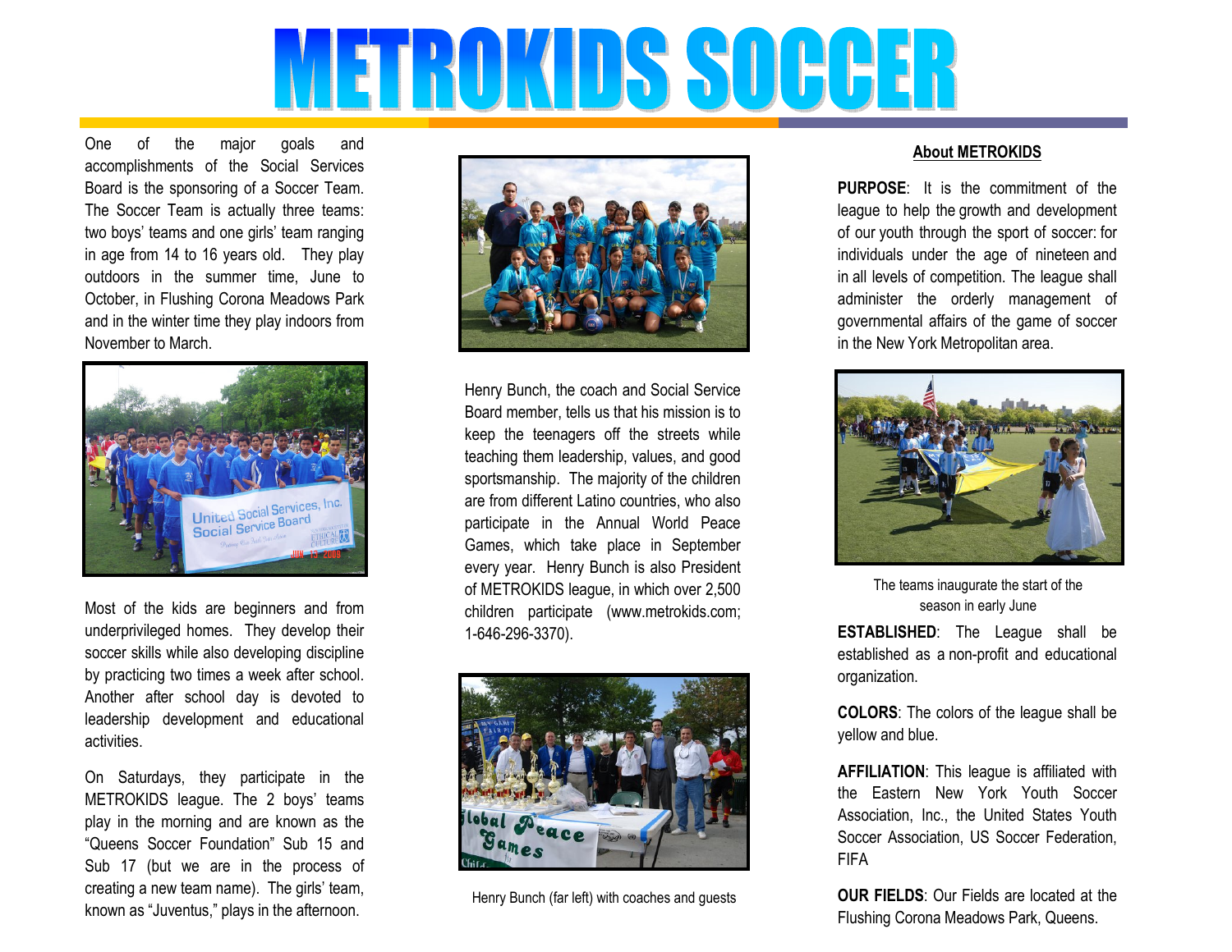# METROKIDS SOCCER

One of the major goals and accomplishments of the Social Services Board is the sponsoring of a Soccer Team. The Soccer Team is actually three teams: two boys' teams and one girls' team ranging in age from 14 to 16 years old. They play outdoors in the summer time, June to October, in Flushing Corona Meadows Park and in the winter time they play indoors from November to March.

Most of the kids are beginners and from underprivileged homes. They develop their soccer skills while also developing discipline by practicing two times a week after school. Another after school day is devoted to leadership development and educational activities.

On Saturdays, they participate in the METROKIDS league. The 2 boys' teams play in the morning and are known as the "Queens Soccer Foundation" Sub 15 and Sub 17 (but we are in the process of creating a new team name). The girls' team, known as "Juventus," plays in the afternoon.

Henry Bunch, the coach and Social Service Board member, tells us that his mission is to keep the teenagers off the streets while teaching them leadership, values, and good sportsmanship. The majority of the children are from different Latino countries, who also participate in the Annual World Peace Games, which take place in September every year. Henry Bunch is also President of METROKIDS league, in which over 2,500 children participate (www.metrokids.com; 1-646-296-3370).

Henry Bunch (far left) with coaches and guests

## About METROKIDS

**PURPOSE**: It is the commitment of the league to help the growth and development of our youth through the sport of soccer: for individuals under the age of nineteen and in all levels of competition. The league shall administer the orderly management of governmental affairs of the game of soccer in the New York Metropolitan area.

The teams inaugurate the start of the season in early June

**ESTABLISHED**: The League shall be established as a non-profit and educational organization.

**COLORS**: The colors of the league shall be yellow and blue.

**AFFILIATION**: This league is affiliated with the Eastern New York Youth Soccer Association, Inc., the United States Youth Soccer Association, US Soccer Federation, FIFA

**OUR FIELDS**: Our Fields are located at the Flushing Corona Meadows Park, Queens.